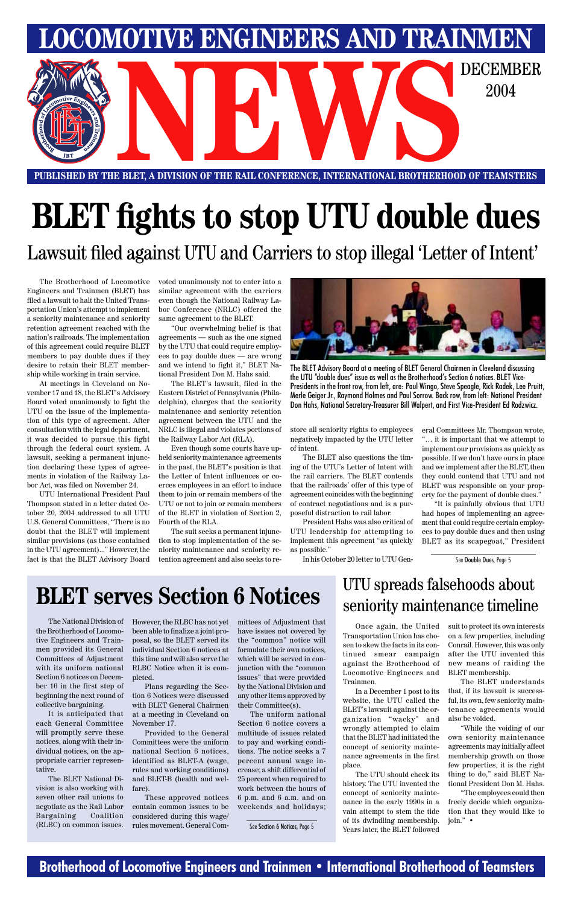# LOCOMOTIVE ENGINEERS AND TRAINMEN NEWS

DECEMBER 2004

PUBLISHED BY THE BLET, A DIVISION OF THE RAIL CONFERENCE, INTERNATIONAL BROTHERHOOD OF TEAMSTERS

# BLET fights to stop UTU double dues

## Lawsuit filed against UTU and Carriers to stop illegal 'Letter of Intent'

The Brotherhood of Locomotive Engineers and Trainmen (BLET) has filed a lawsuit to halt the United Transportation Union's attempt to implement a seniority maintenance and seniority retention agreement reached with the nation's railroads. The implementation of this agreement could require BLET members to pay double dues if they desire to retain their BLET membership while working in train service.

At meetings in Cleveland on November 17 and 18, the BLET's Advisory Board voted unanimously to fight the UTU on the issue of the implementation of this type of agreement. After consultation with the legal department, it was decided to pursue this fight through the federal court system. A lawsuit, seeking a permanent injunction declaring these types of agreements in violation of the Railway Labor Act, was filed on November 24.

UTU International President Paul Thompson stated in a letter dated October 20, 2004 addressed to all UTU U.S. General Committees, "There is no doubt that the BLET will implement similar provisions (as those contained in the UTU agreement)..." However, the fact is that the BLET Advisory Board voted unanimously not to enter into a similar agreement with the carriers even though the National Railway Labor Conference (NRLC) offered the same agreement to the BLET.

"Our overwhelming belief is that agreements — such as the one signed by the UTU that could require employees to pay double dues — are wrong and we intend to fight it," BLET National President Don M. Hahs said.

The BLET's lawsuit, filed in the Eastern District of Pennsylvania (Philadelphia), charges that the seniority maintenance and seniority retention agreement between the UTU and the NRLC is illegal and violates portions of the Railway Labor Act (RLA).

Even though some courts have upheld seniority maintenance agreements in the past, the BLET's position is that the Letter of Intent influences or coerces employees in an effort to induce them to join or remain members of the UTU or not to join or remain members of the BLET in violation of Section 2, Fourth of the RLA.

The suit seeks a permanent injunction to stop implementation of the seniority maintenance and seniority retention agreement and also seeks to restore all seniority rights to employees negatively impacted by the UTU letter of intent.

The BLET also questions the timing of the UTU's Letter of Intent with the rail carriers. The BLET contends that the railroads' offer of this type of agreement coincides with the beginning of contract negotiations and is a purposeful distraction to rail labor.

President Hahs was also critical of UTU leadership for attempting to implement this agreement "as quickly as possible."

In his October 20 letter to UTU General Committees Mr. Thompson wrote, "... it is important that we attempt to implement our provisions as quickly as possible. If we don't have ours in place and we implement after the BLET, then they could contend that UTU and not BLET was responsible on your property for the payment of double dues."

"It is painfully obvious that UTU had hopes of implementing an agreement that could require certain employees to pay double dues and then using BLET as its scapegoat," President

See Double Dues, Page 5

The BLET Advisory Board at a meeting of BLET General Chairmen in Cleveland discussing the UTU "double dues" issue as well as the Brotherhood's Section 6 notices. BLET Vice-Presidents in the front row, from left, are: Paul Wingo, Steve Speagle, Rick Radek, Lee Pruitt, Merle Geiger Jr., Raymond Holmes and Paul Sorrow. Back row, from left: National President Don Hahs, National Secretary-Treasurer Bill Walpert, and First Vice-President Ed Rodzwicz.

# BLET serves Section 6 Notices

The National Division of the Brotherhood of Locomotive Engineers and Trainmen provided its General Committees of Adjustment with its uniform national Section 6 notices on December 16 in the first step of beginning the next round of collective bargaining.

It is anticipated that each General Committee will promptly serve these notices, along with their individual notices, on the appropriate carrier representative.

The BLET National Division is also working with seven other rail unions to negotiate as the Rail Labor Bargaining Coalition (RLBC) on common issues. However, the RLBC has not yet been able to finalize a joint proposal, so the BLET served its individual Section 6 notices at this time and will also serve the RLBC Notice when it is completed.

Plans regarding the Section 6 Notices were discussed with BLET General Chairmen at a meeting in Cleveland on November 17.

Provided to the General Committees were the uniform national Section 6 notices, identified as BLET-A (wage, rules and working conditions) and BLET-B (health and welfare).

These approved notices contain common issues to be considered during this wage/rules movement. General Committees of Adjustment that have issues not covered by the "common" notice will formulate their own notices, which will be served in conjunction with the "common issues" that were provided by the National Division and any other items approved by their Committee(s).

The uniform national Section 6 notice covers a multitude of issues related to pay and working conditions. The notice seeks a 7 percent annual wage increase; a shift differential of 25 percent when required to work between the hours of 6 p.m. and 6 a.m. and on weekends and holidays;

See Section 6 Notices, Page 5

# UTU spreads falsehoods about seniority maintenance timeline

Once again, the United Transportation Union has chosen to skew the facts in its continued smear campaign against the Brotherhood of Locomotive Engineers and Trainmen.

In a December 1 post to its website, the UTU called the BLET's lawsuit against the organization "wacky" and wrongly attempted to claim that the BLET had initiated the concept of seniority maintenance agreements in the first place.

The UTU should check its history. The UTU invented the concept of seniority maintenance in the early 1990s in a vain attempt to stem the tide of its dwindling membership. Years later, the BLET followed suit to protect its own interests on a few properties, including Conrail. However, this was only after the UTU invented this new means of raiding the BLET membership.

The BLET understands that, if its lawsuit is successful, its own, few seniority maintenance agreements would also be voided.

"While the voiding of our own seniority maintenance agreements may initially affect membership growth on those few properties, it is the right thing to do," said BLET National President Don M. Hahs.

"The employees could then freely decide which organization that they would like to join." •

Brotherhood of Locomotive Engineers and Trainmen • International Brotherhood of Teamsters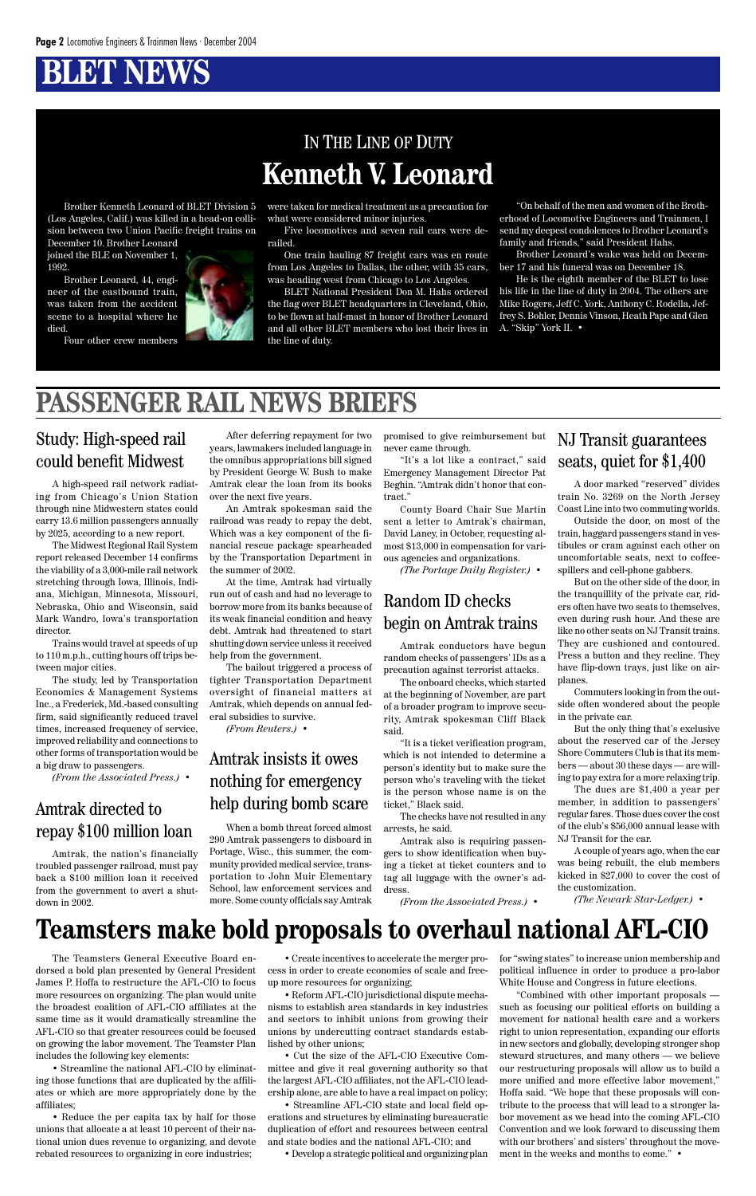# BLET NEWS

## IN THE LINE OF DUTY

## Kenneth V. Leonard

Brother Kenneth Leonard of BLET Division 5 (Los Angeles, Calif.) was killed in a head-on collision between two Union Pacific freight trains on December 10. Brother Leonard joined the BLE on November 1, 1992.

Brother Leonard, 44, engineer of the eastbound train, was taken from the accident scene to a hospital where he died.

Four other crew members were taken for medical treatment as a precaution for what were considered minor injuries.

Five locomotives and seven rail cars were derailed.

One train hauling 87 freight cars was en route from Los Angeles to Dallas, the other, with 35 cars, was heading west from Chicago to Los Angeles.

BLET National President Don M. Hahs ordered the flag over BLET headquarters in Cleveland, Ohio, to be flown at half-mast in honor of Brother Leonard and all other BLET members who lost their lives in the line of duty.

"On behalf of the men and women of the Brotherhood of Locomotive Engineers and Trainmen, I send my deepest condolences to Brother Leonard's family and friends," said President Hahs.

Brother Leonard's wake was held on December 17 and his funeral was on December 18.

He is the eighth member of the BLET to lose his life in the line of duty in 2004. The others are Mike Rogers, Jeff C. York, Anthony C. Rodella, Jeffrey S. Bohler, Dennis Vinson, Heath Pape and Glen A. "Skip" York II. •

# PASSENGER RAIL NEWS BRIEFS

## Study: High-speed rail could benefit Midwest

A high-speed rail network radiating from Chicago's Union Station through nine Midwestern states could carry 13.6 million passengers annually by 2025, according to a new report.

The Midwest Regional Rail System report released December 14 confirms the viability of a 3,000-mile rail network stretching through Iowa, Illinois, Indiana, Michigan, Minnesota, Missouri, Nebraska, Ohio and Wisconsin, said Mark Wandro, Iowa's transportation director.

Trains would travel at speeds of up to 110 m.p.h., cutting hours off trips between major cities.

The study, led by Transportation Economics & Management Systems Inc., a Frederick, Md.-based consulting firm, said significantly reduced travel times, increased frequency of service, improved reliability and connections to other forms of transportation would be a big draw to passengers.

*(From the Associated Press.)* •

## Amtrak directed to repay $100 million loan

Amtrak, the nation's financially troubled passenger railroad, must pay back a $100 million loan it received from the government to avert a shutdown in 2002.

After deferring repayment for two years, lawmakers included language in the omnibus appropriations bill signed by President George W. Bush to make Amtrak clear the loan from its books over the next five years.

An Amtrak spokesman said the railroad was ready to repay the debt, Which was a key component of the financial rescue package spearheaded by the Transportation Department in the summer of 2002.

At the time, Amtrak had virtually run out of cash and had no leverage to borrow more from its banks because of its weak financial condition and heavy debt. Amtrak had threatened to start shutting down service unless it received help from the government.

The bailout triggered a process of tighter Transportation Department oversight of financial matters at Amtrak, which depends on annual federal subsidies to survive.

*(From Reuters.)* •

## Amtrak insists it owes nothing for emergency help during bomb scare

When a bomb threat forced almost 290 Amtrak passengers to disboard in Portage, Wisc., this summer, the community provided medical service, transportation to John Muir Elementary School, law enforcement services and more. Some county officials say Amtrak promised to give reimbursement but never came through.

"It's a lot like a contract," said Emergency Management Director Pat Beghin. "Amtrak didn't honor that contract."

County Board Chair Sue Martin sent a letter to Amtrak's chairman, David Laney, in October, requesting almost $13,000 in compensation for various agencies and organizations.

*(The Portage Daily Register.)* •

## Random ID checks begin on Amtrak trains

Amtrak conductors have begun random checks of passengers' IDs as a precaution against terrorist attacks.

The onboard checks, which started at the beginning of November, are part of a broader program to improve security, Amtrak spokesman Cliff Black said.

"It is a ticket verification program, which is not intended to determine a person's identity but to make sure the person who's traveling with the ticket is the person whose name is on the ticket," Black said.

The checks have not resulted in any arrests, he said.

Amtrak also is requiring passengers to show identification when buying a ticket at ticket counters and to tag all luggage with the owner's address.

*(From the Associated Press.)* •

## NJ Transit guarantees seats, quiet for $1,400

A door marked "reserved" divides train No. 3269 on the North Jersey Coast Line into two commuting worlds.

Outside the door, on most of the train, haggard passengers stand in vestibules or cram against each other on uncomfortable seats, next to coffee-spillers and cell-phone gabbers.

But on the other side of the door, in the tranquillity of the private car, riders often have two seats to themselves, even during rush hour. And these are like no other seats on NJ Transit trains. They are cushioned and contoured. Press a button and they recline. They have flip-down trays, just like on airplanes.

Commuters looking in from the outside often wondered about the people in the private car.

But the only thing that's exclusive about the reserved car of the Jersey Shore Commuters Club is that its members — about 30 these days — are willing to pay extra for a more relaxing trip.

The dues are $1,400 a year per member, in addition to passengers' regular fares. Those dues cover the cost of the club's $56,000 annual lease with NJ Transit for the car.

A couple of years ago, when the car was being rebuilt, the club members kicked in $27,000 to cover the cost of the customization.

*(The Newark Star-Ledger.)* •

# Teamsters make bold proposals to overhaul national AFL-CIO

The Teamsters General Executive Board endorsed a bold plan presented by General President James P. Hoffa to restructure the AFL-CIO to focus more resources on organizing. The plan would unite the broadest coalition of AFL-CIO affiliates at the same time as it would dramatically streamline the AFL-CIO so that greater resources could be focused on growing the labor movement. The Teamster Plan includes the following key elements:

- Streamline the national AFL-CIO by eliminating those functions that are duplicated by the affiliates or which are more appropriately done by the affiliates;
- Reduce the per capita tax by half for those unions that allocate a at least 10 percent of their national union dues revenue to organizing, and devote rebated resources to organizing in core industries;
- Create incentives to accelerate the merger process in order to create economies of scale and free-up more resources for organizing;
- Reform AFL-CIO jurisdictional dispute mechanisms to establish area standards in key industries and sectors to inhibit unions from growing their unions by undercutting contract standards established by other unions;
- Cut the size of the AFL-CIO Executive Committee and give it real governing authority so that the largest AFL-CIO affiliates, not the AFL-CIO leadership alone, are able to have a real impact on policy;
- Streamline AFL-CIO state and local field operations and structures by eliminating bureaucratic duplication of effort and resources between central and state bodies and the national AFL-CIO; and
- Develop a strategic political and organizing plan for "swing states" to increase union membership and political influence in order to produce a pro-labor White House and Congress in future elections.

"Combined with other important proposals — such as focusing our political efforts on building a movement for national health care and a workers right to union representation, expanding our efforts in new sectors and globally, developing stronger shop steward structures, and many others — we believe our restructuring proposals will allow us to build a more unified and more effective labor movement," Hoffa said. "We hope that these proposals will contribute to the process that will lead to a stronger labor movement as we head into the coming AFL-CIO Convention and we look forward to discussing them with our brothers' and sisters' throughout the movement in the weeks and months to come." •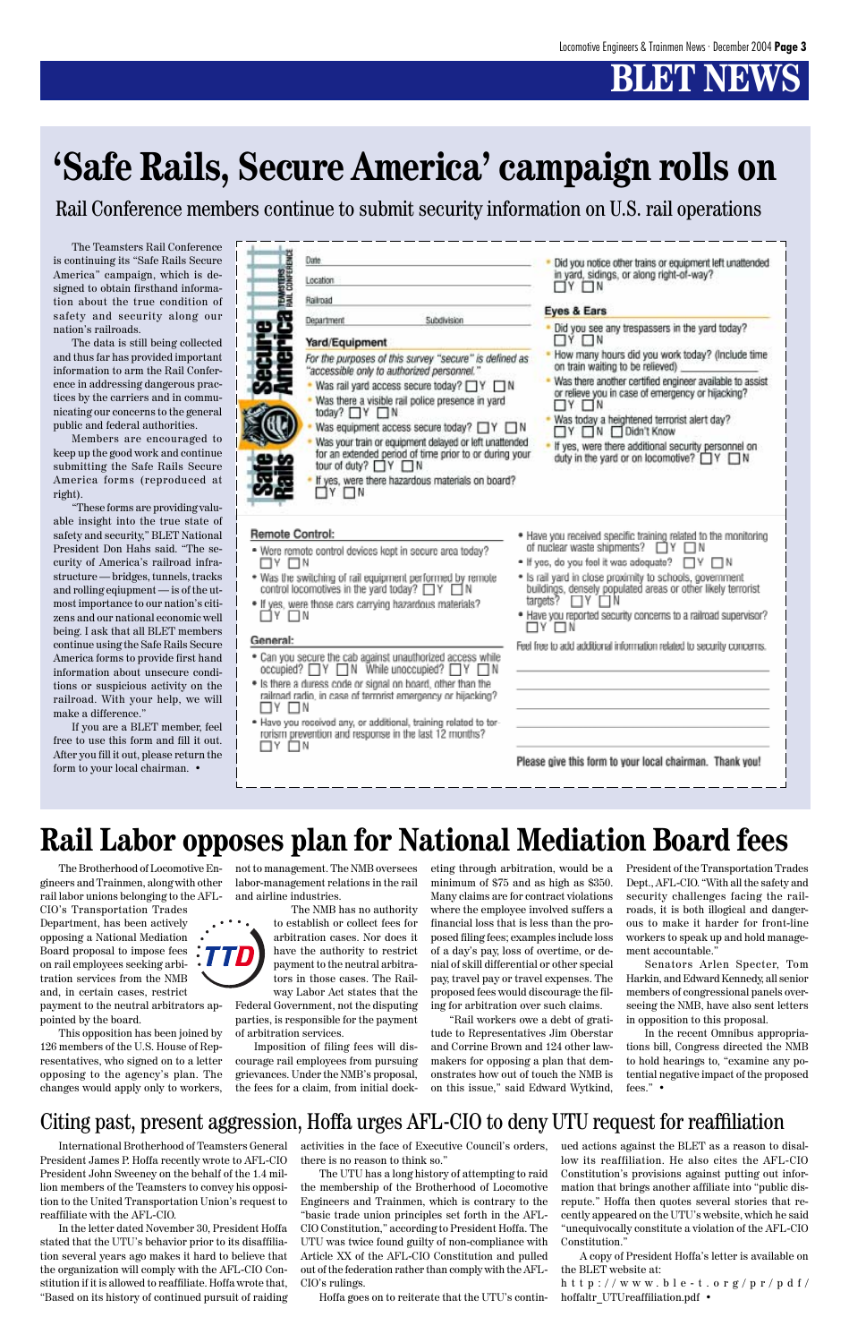# BLET NEWS

# 'Safe Rails, Secure America' campaign rolls on

## Rail Conference members continue to submit security information on U.S. rail operations

The Teamsters Rail Conference is continuing its "Safe Rails Secure America" campaign, which is designed to obtain firsthand information about the true condition of safety and security along our nation's railroads.

The data is still being collected and thus far has provided important information to arm the Rail Conference in addressing dangerous practices by the carriers and in communicating our concerns to the general public and federal authorities.

Members are encouraged to keep up the good work and continue submitting the Safe Rails Secure America forms (reproduced at right).

"These forms are providing valuable insight into the true state of safety and security," BLET National President Don Hahs said. "The security of America's railroad infrastructure — bridges, tunnels, tracks and rolling eqiupment — is of the utmost importance to our nation's citizens and our national economic well being. I ask that all BLET members continue using the Safe Rails Secure America forms to provide first hand information about unsecure conditions or suspicious activity on the railroad. With your help, we will make a difference."

If you are a BLET member, feel free to use this form and fill it out. After you fill it out, please return the form to your local chairman. •

---

**Safe Rails Secure America — Teamsters Rail Conference**

Date

Location

Railroad

Department Subdivision

**Yard/Equipment**

*For the purposes of this survey "secure" is defined as "accessible only to authorized personnel."*

- Was rail yard access secure today? ☐ Y ☐ N
- Was there a visible rail police presence in yard today? ☐ Y ☐ N
- Was equipment access secure today? ☐ Y ☐ N
- Was your train or equipment delayed or left unattended for an extended period of time prior to or during your tour of duty? ☐ Y ☐ N
- If yes, were there hazardous materials on board? ☐ Y ☐ N
- Did you notice other trains or equipment left unattended in yard, sidings, or along right-of-way? ☐ Y ☐ N

**Eyes & Ears**

- Did you see any trespassers in the yard today? ☐ Y ☐ N
- How many hours did you work today? (Include time on train waiting to be relieved) ________
- Was there another certified engineer available to assist or relieve you in case of emergency or hijacking? ☐ Y ☐ N
- Was today a heightened terrorist alert day? ☐ Y ☐ N ☐ Didn't Know
- If yes, were there additional security personnel on duty in the yard or on locomotive? ☐ Y ☐ N

**Remote Control:**

- Were remote control devices kept in secure area today? ☐ Y ☐ N
- Was the switching of rail equipment performed by remote control locomotives in the yard today? ☐ Y ☐ N
- If yes, were those cars carrying hazardous materials? ☐ Y ☐ N

**General:**

- Can you secure the cab against unauthorized access while occupied? ☐ Y ☐ N While unoccupied? ☐ Y ☐ N
- Is there a duress code or signal on board, other than the railroad radio, in case of terrorist emergency or hijacking? ☐ Y ☐ N
- Have you received any, or additional, training related to terrorism prevention and response in the last 12 months? ☐ Y ☐ N
- Have you received specific training related to the monitoring of nuclear waste shipments? ☐ Y ☐ N
- If yes, do you feel it was adequate? ☐ Y ☐ N
- Is rail yard in close proximity to schools, government buildings, densely populated areas or other likely terrorist targets? ☐ Y ☐ N
- Have you reported security concerns to a railroad supervisor? ☐ Y ☐ N

Feel free to add additional information related to security concerns.

**Please give this form to your local chairman. Thank you!**

---

# Rail Labor opposes plan for National Mediation Board fees

The Brotherhood of Locomotive Engineers and Trainmen, along with other rail labor unions belonging to the AFL-CIO's Transportation Trades Department, has been actively opposing a National Mediation Board proposal to impose fees on rail employees seeking arbitration services from the NMB and, in certain cases, restrict payment to the neutral arbitrators appointed by the board.

This opposition has been joined by 126 members of the U.S. House of Representatives, who signed on to a letter opposing to the agency's plan. The changes would apply only to workers, not to management. The NMB oversees labor-management relations in the rail and airline industries.

The NMB has no authority to establish or collect fees for arbitration cases. Nor does it have the authority to restrict payment to the neutral arbitrators in those cases. The Railway Labor Act states that the Federal Government, not the disputing parties, is responsible for the payment of arbitration services.

Imposition of filing fees will discourage rail employees from pursuing grievances. Under the NMB's proposal, the fees for a claim, from initial docketing through arbitration, would be a minimum of $75 and as high as $350. Many claims are for contract violations where the employee involved suffers a financial loss that is less than the proposed filing fees; examples include loss of a day's pay, loss of overtime, or denial of skill differential or other special pay, travel pay or travel expenses. The proposed fees would discourage the filing for arbitration over such claims.

"Rail workers owe a debt of gratitude to Representatives Jim Oberstar and Corrine Brown and 124 other lawmakers for opposing a plan that demonstrates how out of touch the NMB is on this issue," said Edward Wytkind, President of the Transportation Trades Dept., AFL-CIO. "With all the safety and security challenges facing the railroads, it is both illogical and dangerous to make it harder for front-line workers to speak up and hold management accountable."

Senators Arlen Specter, Tom Harkin, and Edward Kennedy, all senior members of congressional panels overseeing the NMB, have also sent letters in opposition to this proposal.

In the recent Omnibus appropriations bill, Congress directed the NMB to hold hearings to, "examine any potential negative impact of the proposed fees." •

## Citing past, present aggression, Hoffa urges AFL-CIO to deny UTU request for reaffiliation

International Brotherhood of Teamsters General President James P. Hoffa recently wrote to AFL-CIO President John Sweeney on the behalf of the 1.4 million members of the Teamsters to convey his opposition to the United Transportation Union's request to reaffiliate with the AFL-CIO.

In the letter dated November 30, President Hoffa stated that the UTU's behavior prior to its disaffiliation several years ago makes it hard to believe that the organization will comply with the AFL-CIO Constitution if it is allowed to reaffiliate. Hoffa wrote that, "Based on its history of continued pursuit of raiding activities in the face of Executive Council's orders, there is no reason to think so."

The UTU has a long history of attempting to raid the membership of the Brotherhood of Locomotive Engineers and Trainmen, which is contrary to the "basic trade union principles set forth in the AFL-CIO Constitution," according to President Hoffa. The UTU was twice found guilty of non-compliance with Article XX of the AFL-CIO Constitution and pulled out of the federation rather than comply with the AFL-CIO's rulings.

Hoffa goes on to reiterate that the UTU's continued actions against the BLET as a reason to disallow its reaffiliation. He also cites the AFL-CIO Constitution's provisions against putting out information that brings another affiliate into "public disrepute." Hoffa then quotes several stories that recently appeared on the UTU's website, which he said "unequivocally constitute a violation of the AFL-CIO Constitution."

A copy of President Hoffa's letter is available on the BLET website at:
http://www.ble-t.org/pr/pdf/hoffaltr_UTUreaffiliation.pdf •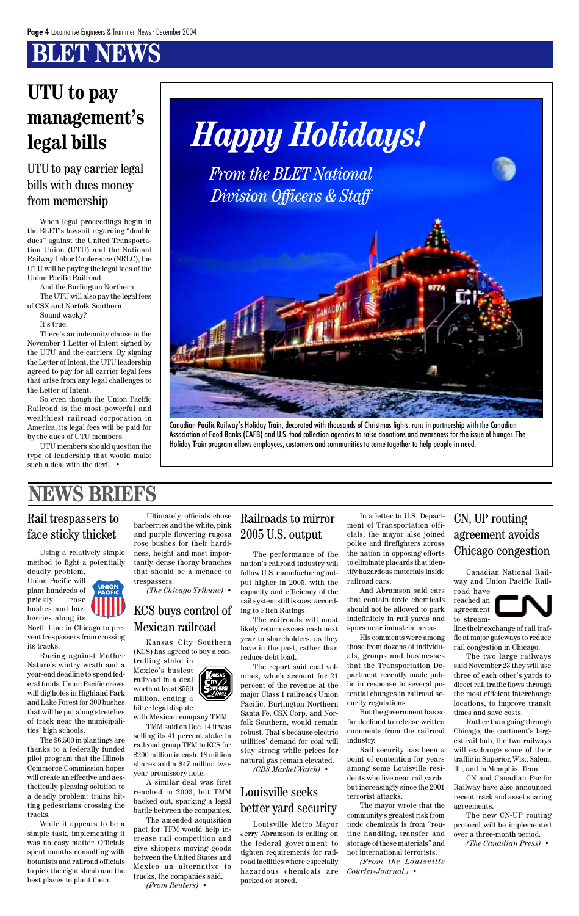# BLET NEWS

## UTU to pay management's legal bills

### UTU to pay carrier legal bills with dues money from memership

When legal proceedings begin in the BLET's lawsuit regarding "double dues" against the United Transportation Union (UTU) and the National Railway Labor Conference (NRLC), the UTU will be paying the legal fees of the Union Pacific Railroad.

And the Burlington Northern.

The UTU will also pay the legal fees of CSX and Norfolk Southern.

Sound wacky?

It's true.

There's an indemnity clause in the November 1 Letter of Intent signed by the UTU and the carriers. By signing the Letter of Intent, the UTU leadership agreed to pay for all carrier legal fees that arise from any legal challenges to the Letter of Intent.

So even though the Union Pacific Railroad is the most powerful and wealthiest railroad corporation in America, its legal fees will be paid for by the dues of UTU members.

UTU members should question the type of leadership that would make such a deal with the devil. •

*Happy Holidays!*

*From the BLET National Division Officers & Staff*

Canadian Pacific Railway's Holiday Train, decorated with thousands of Christmas lights, runs in partnership with the Canadian Association of Food Banks (CAFB) and U.S. food collection agencies to raise donations and awareness for the issue of hunger. The Holiday Train program allows employees, customers and communities to come together to help people in need.

# NEWS BRIEFS

## Rail trespassers to face sticky thicket

Using a relatively simple method to fight a potentially deadly problem, Union Pacific will plant hundreds of prickly rose bushes and barberries along its North Line in Chicago to prevent trespassers from crossing its tracks.

Racing against Mother Nature's wintry wrath and a year-end deadline to spend federal funds, Union Pacific crews will dig holes in Highland Park and Lake Forest for 300 bushes that will be put along stretches of track near the municipalities' high schools.

The $6,500 in plantings are thanks to a federally funded pilot program that the Illinois Commerce Commission hopes will create an effective and aesthetically pleasing solution to a deadly problem: trains hitting pedestrians crossing the tracks.

While it appears to be a simple task, implementing it was no easy matter. Officials spent months consulting with botanists and railroad officials to pick the right shrub and the best places to plant them.

Ultimately, officials chose barberries and the white, pink and purple flowering rugosa rose bushes for their hardiness, height and most importantly, dense thorny branches that should be a menace to trespassers.

*(The Chicago Tribune)* •

## KCS buys control of Mexican railroad

Kansas City Southern (KCS) has agreed to buy a controlling stake in Mexico's busiest railroad in a deal worth at least $550 million, ending a bitter legal dispute with Mexican company TMM.

TMM said on Dec. 14 it was selling its 41 percent stake in railroad group TFM to KCS for $200 million in cash, 18 million shares and a $47 million two-year promissory note.

A similar deal was first reached in 2003, but TMM backed out, sparking a legal battle between the companies.

The amended acquisition pact for TFM would help increase rail competition and give shippers moving goods between the United States and Mexico an alternative to trucks, the companies said.

*(From Reuters)* •

## Railroads to mirror 2005 U.S. output

The performance of the nation's railroad industry will follow U.S. manufacturing output higher in 2005, with the capacity and efficiency of the rail system still issues, according to Fitch Ratings.

The railroads will most likely return excess cash next year to shareholders, as they have in the past, rather than reduce debt load.

The report said coal volumes, which account for 21 percent of the revenue at the major Class 1 railroads Union Pacific, Burlington Northern Santa Fe, CSX Corp. and Norfolk Southern, would remain robust. That's because electric utilities' demand for coal will stay strong while prices for natural gas remain elevated.

*(CBS MarketWatch)* •

## Louisville seeks better yard security

Louisville Metro Mayor Jerry Abramson is calling on the federal government to tighten requirements for railroad facilities where especially hazardous chemicals are parked or stored.

In a letter to U.S. Department of Transportation officials, the mayor also joined police and firefighters across the nation in opposing efforts to eliminate placards that identify hazardous materials inside railroad cars.

And Abramson said cars that contain toxic chemicals should not be allowed to park indefinitely in rail yards and spurs near industrial areas.

His comments were among those from dozens of individuals, groups and businesses that the Transportation Department recently made public in response to several potential changes in railroad security regulations.

But the government has so far declined to release written comments from the railroad industry.

Rail security has been a point of contention for years among some Louisville residents who live near rail yards, but increasingly since the 2001 terrorist attacks.

The mayor wrote that the community's greatest risk from toxic chemicals is from "routine handling, transfer and storage of these materials" and not international terrorists.

*(From the Louisville Courier-Journal.)* •

## CN, UP routing agreement avoids Chicago congestion

Canadian National Railway and Union Pacific Railroad have reached an agreement to streamline their exchange of rail traffic at major gateways to reduce rail congestion in Chicago.

The two large railways said November 23 they will use three of each other's yards to direct rail traffic flows through the most efficient interchange locations, to improve transit times and save costs.

Rather than going through Chicago, the continent's largest rail hub, the two railways will exchange some of their traffic in Superior, Wis., Salem, Ill., and in Memphis, Tenn.

CN and Canadian Pacific Railway have also announced recent track and asset sharing agreements.

The new CN-UP routing protocol will be implemented over a three-month period.

*(The Canadian Press)* •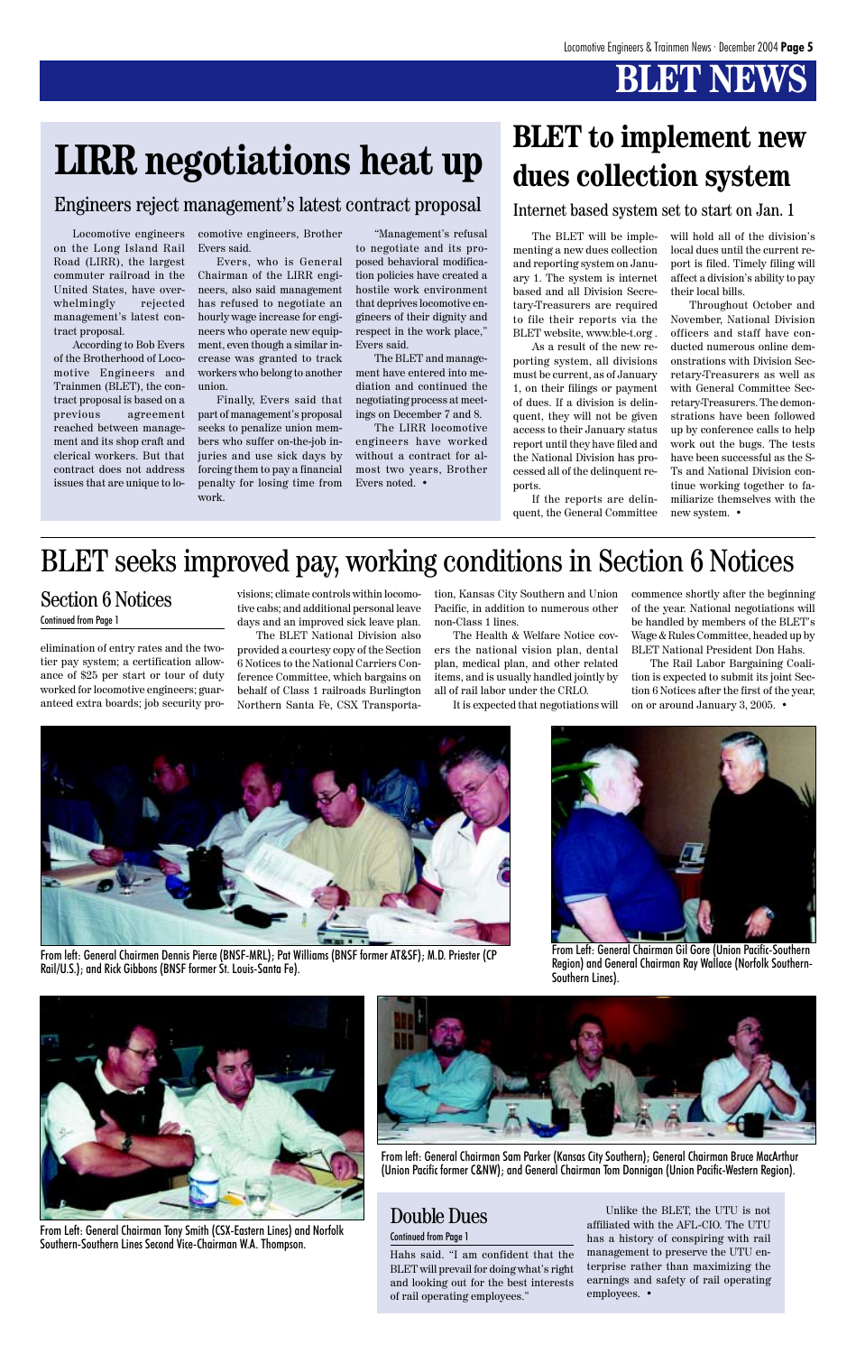# BLET NEWS

# LIRR negotiations heat up

## Engineers reject management's latest contract proposal

Locomotive engineers on the Long Island Rail Road (LIRR), the largest commuter railroad in the United States, have overwhelmingly rejected management's latest contract proposal.

According to Bob Evers of the Brotherhood of Locomotive Engineers and Trainmen (BLET), the contract proposal is based on a previous agreement reached between management and its shop craft and clerical workers. But that contract does not address issues that are unique to locomotive engineers, Brother Evers said.

Evers, who is General Chairman of the LIRR engineers, also said management has refused to negotiate an hourly wage increase for engineers who operate new equipment, even though a similar increase was granted to track workers who belong to another union.

Finally, Evers said that part of management's proposal seeks to penalize union members who suffer on-the-job injuries and use sick days by forcing them to pay a financial penalty for losing time from work.

"Management's refusal to negotiate and its proposed behavioral modification policies have created a hostile work environment that deprives locomotive engineers of their dignity and respect in the work place," Evers said.

The BLET and management have entered into mediation and continued the negotiating process at meetings on December 7 and 8.

The LIRR locomotive engineers have worked without a contract for almost two years, Brother Evers noted. •

# BLET to implement new dues collection system

## Internet based system set to start on Jan. 1

The BLET will be implementing a new dues collection and reporting system on January 1. The system is internet based and all Division Secretary-Treasurers are required to file their reports via the BLET website, www.ble-t.org .

As a result of the new reporting system, all divisions must be current, as of January 1, on their filings or payment of dues. If a division is delinquent, they will not be given access to their January status report until they have filed and the National Division has processed all of the delinquent reports.

If the reports are delinquent, the General Committee will hold all of the division's local dues until the current report is filed. Timely filing will affect a division's ability to pay their local bills.

Throughout October and November, National Division officers and staff have conducted numerous online demonstrations with Division Secretary-Treasurers as well as with General Committee Secretary-Treasurers. The demonstrations have been followed up by conference calls to help work out the bugs. The tests have been successful as the S-Ts and National Division continue working together to familiarize themselves with the new system. •

# BLET seeks improved pay, working conditions in Section 6 Notices

## Section 6 Notices

Continued from Page 1

elimination of entry rates and the two-tier pay system; a certification allowance of $25 per start or tour of duty worked for locomotive engineers; guaranteed extra boards; job security provisions; climate controls within locomotive cabs; and additional personal leave days and an improved sick leave plan.

The BLET National Division also provided a courtesy copy of the Section 6 Notices to the National Carriers Conference Committee, which bargains on behalf of Class 1 railroads Burlington Northern Santa Fe, CSX Transportation, Kansas City Southern and Union Pacific, in addition to numerous other non-Class 1 lines.

The Health & Welfare Notice covers the national vision plan, dental plan, medical plan, and other related items, and is usually handled jointly by all of rail labor under the CRLO.

It is expected that negotiations will commence shortly after the beginning of the year. National negotiations will be handled by members of the BLET's Wage & Rules Committee, headed up by BLET National President Don Hahs.

The Rail Labor Bargaining Coalition is expected to submit its joint Section 6 Notices after the first of the year, on or around January 3, 2005. •

From left: General Chairmen Dennis Pierce (BNSF-MRL); Pat Williams (BNSF former AT&SF); M.D. Priester (CP Rail/U.S.); and Rick Gibbons (BNSF former St. Louis-Santa Fe).

From Left: General Chairman Gil Gore (Union Pacific-Southern Region) and General Chairman Ray Wallace (Norfolk Southern-Southern Lines).

From Left: General Chairman Tony Smith (CSX-Eastern Lines) and Norfolk Southern-Southern Lines Second Vice-Chairman W.A. Thompson.

From left: General Chairman Sam Parker (Kansas City Southern); General Chairman Bruce MacArthur (Union Pacific former C&NW); and General Chairman Tom Donnigan (Union Pacific-Western Region).

## Double Dues

Continued from Page 1

Hahs said. "I am confident that the BLET will prevail for doing what's right and looking out for the best interests of rail operating employees."

Unlike the BLET, the UTU is not affiliated with the AFL-CIO. The UTU has a history of conspiring with rail management to preserve the UTU enterprise rather than maximizing the earnings and safety of rail operating employees. •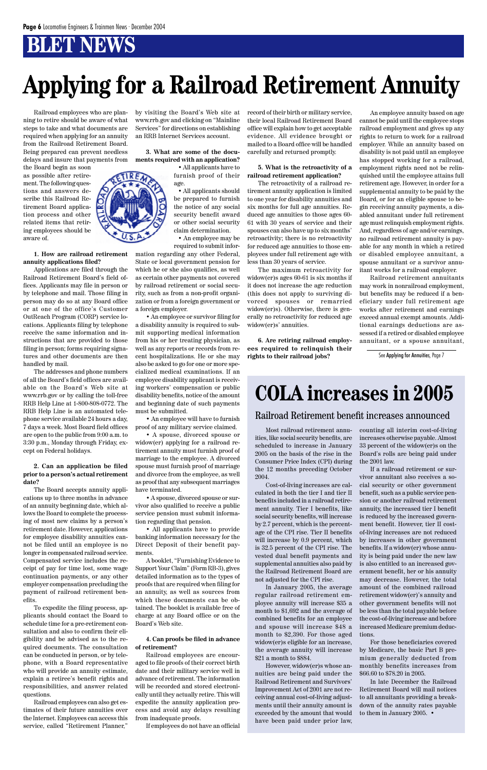# BLET NEWS

# Applying for a Railroad Retirement Annuity

Railroad employees who are planning to retire should be aware of what steps to take and what documents are required when applying for an annuity from the Railroad Retirement Board. Being prepared can prevent needless delays and insure that payments from the Board begin as soon as possible after retirement. The following questions and answers describe this Railroad Retirement Board application process and other related items that retiring employees should be aware of.

**1. How are railroad retirement annuity applications filed?**

Applications are filed through the Railroad Retirement Board's field offices. Applicants may file in person or by telephone and mail. Those filing in person may do so at any Board office or at one of the office's Customer OutReach Program (CORP) service locations. Applicants filing by telephone receive the same information and instructions that are provided to those filing in person; forms requiring signatures and other documents are then handled by mail.

The addresses and phone numbers of all the Board's field offices are available on the Board's Web site at www.rrb.gov or by calling the toll-free RRB Help Line at 1-800-808-0772. The RRB Help Line is an automated telephone service available 24 hours a day, 7 days a week. Most Board field offices are open to the public from 9:00 a.m. to 3:30 p.m., Monday through Friday, except on Federal holidays.

**2. Can an application be filed prior to a person's actual retirement date?**

The Board accepts annuity applications up to three months in advance of an annuity beginning date, which allows the Board to complete the processing of most new claims by a person's retirement date. However, applications for employee disability annuities cannot be filed until an employee is no longer in compensated railroad service. Compensated service includes the receipt of pay for time lost, some wage continuation payments, or any other employer compensation precluding the payment of railroad retirement benefits.

To expedite the filing process, applicants should contact the Board to schedule time for a pre-retirement consultation and also to confirm their eligibility and be advised as to the required documents. The consultation can be conducted in person, or by telephone, with a Board representative who will provide an annuity estimate, explain a retiree's benefit rights and responsibilities, and answer related questions.

Railroad employees can also get estimates of their future annuities over the Internet. Employees can access this service, called "Retirement Planner," by visiting the Board's Web site at www.rrb.gov and clicking on "Mainline Services" for directions on establishing an RRB Internet Services account.

**3. What are some of the documents required with an application?**

- All applicants have to furnish proof of their age.
- All applicants should be prepared to furnish the notice of any social security benefit award or other social security claim determination.
- An employee may be required to submit information regarding any other Federal, State or local government pension for which he or she also qualifies, as well as certain other payments not covered by railroad retirement or social security, such as from a non-profit organization or from a foreign government or a foreign employer.
- An employee or survivor filing for a disability annuity is required to submit supporting medical information from his or her treating physician, as well as any reports or records from recent hospitalizations. He or she may also be asked to go for one or more specialized medical examinations. If an employee disability applicant is receiving workers' compensation or public disability benefits, notice of the amount and beginning date of such payments must be submitted.
- An employee will have to furnish proof of any military service claimed.
- A spouse, divorced spouse or widow(er) applying for a railroad retirement annuity must furnish proof of marriage to the employee. A divorced spouse must furnish proof of marriage and divorce from the employee, as well as proof that any subsequent marriages have terminated.
- A spouse, divorced spouse or survivor also qualified to receive a public service pension must submit information regarding that pension.
- All applicants have to provide banking information necessary for the Direct Deposit of their benefit payments.

A booklet, "Furnishing Evidence to Support Your Claim" (Form RB-3), gives detailed information as to the types of proofs that are required when filing for an annuity, as well as sources from which these documents can be obtained. The booklet is available free of charge at any Board office or on the Board's Web site.

**4. Can proofs be filed in advance of retirement?**

Railroad employees are encouraged to file proofs of their correct birth date and their military service well in advance of retirement. The information will be recorded and stored electronically until they actually retire. This will expedite the annuity application process and avoid any delays resulting from inadequate proofs.

If employees do not have an official record of their birth or military service, their local Railroad Retirement Board office will explain how to get acceptable evidence. All evidence brought or mailed to a Board office will be handled carefully and returned promptly.

**5. What is the retroactivity of a railroad retirement application?**

The retroactivity of a railroad retirement annuity application is limited to one year for disability annuities and six months for full age annuities. Reduced age annuities to those ages 60-61 with 30 years of service and their spouses can also have up to six months' retroactivity; there is no retroactivity for reduced age annuities to those employees under full retirement age with less than 30 years of service.

The maximum retroactivity for widow(er)s ages 60-61 is six months if it does not increase the age reduction (this does not apply to surviving divorced spouses or remarried widow(er)s). Otherwise, there is generally no retroactivity for reduced age widow(er)s' annuities.

**6. Are retiring railroad employees required to relinquish their rights to their railroad jobs?**

An employee annuity based on age cannot be paid until the employee stops railroad employment and gives up any rights to return to work for a railroad employer. While an annuity based on disability is not paid until an employee has stopped working for a railroad, employment rights need not be relinquished until the employee attains full retirement age. However, in order for a supplemental annuity to be paid by the Board, or for an eligible spouse to begin receiving annuity payments, a disabled annuitant under full retirement age must relinquish employment rights. And, regardless of age and/or earnings, no railroad retirement annuity is payable for any month in which a retired or disabled employee annuitant, a spouse annuitant or a survivor annuitant works for a railroad employer.

Railroad retirement annuitants may work in nonrailroad employment, but benefits may be reduced if a beneficiary under full retirement age works after retirement and earnings exceed annual exempt amounts. Additional earnings deductions are assessed if a retired or disabled employee annuitant, or a spouse annuitant,

See Applying for Annuities, Page 7

# COLA increases in 2005

## Railroad Retirement benefit increases announced

Most railroad retirement annuities, like social security benefits, are scheduled to increase in January 2005 on the basis of the rise in the Consumer Price Index (CPI) during the 12 months preceding October 2004.

Cost-of-living increases are calculated in both the tier I and tier II benefits included in a railroad retirement annuity. Tier I benefits, like social security benefits, will increase by 2.7 percent, which is the percentage of the CPI rise. Tier II benefits will increase by 0.9 percent, which is 32.5 percent of the CPI rise. The vested dual benefit payments and supplemental annuities also paid by the Railroad Retirement Board are not adjusted for the CPI rise.

In January 2005, the average regular railroad retirement employee annuity will increase $35 a month to $1,692 and the average of combined benefits for an employee and spouse will increase $48 a month to $2,390. For those aged widow(er)s eligible for an increase, the average annuity will increase $21 a month to $884.

However, widow(er)s whose annuities are being paid under the Railroad Retirement and Survivors' Improvement Act of 2001 are not receiving annual cost-of-living adjustments until their annuity amount is exceeded by the amount that would have been paid under prior law, counting all interim cost-of-living increases otherwise payable. Almost 33 percent of the widow(er)s on the Board's rolls are being paid under the 2001 law.

If a railroad retirement or survivor annuitant also receives a social security or other government benefit, such as a public service pension or another railroad retirement annuity, the increased tier I benefit is reduced by the increased government benefit. However, tier II cost-of-living increases are not reduced by increases in other government benefits. If a widow(er) whose annuity is being paid under the new law is also entitled to an increased government benefit, her or his annuity may decrease. However, the total amount of the combined railroad retirement widow(er)'s annuity and other government benefits will not be less than the total payable before the cost-of-living increase and before increased Medicare premium deductions.

For those beneficiaries covered by Medicare, the basic Part B premium generally deducted from monthly benefits increases from $66.60 to $78.20 in 2005.

In late December the Railroad Retirement Board will mail notices to all annuitants providing a breakdown of the annuity rates payable to them in January 2005. •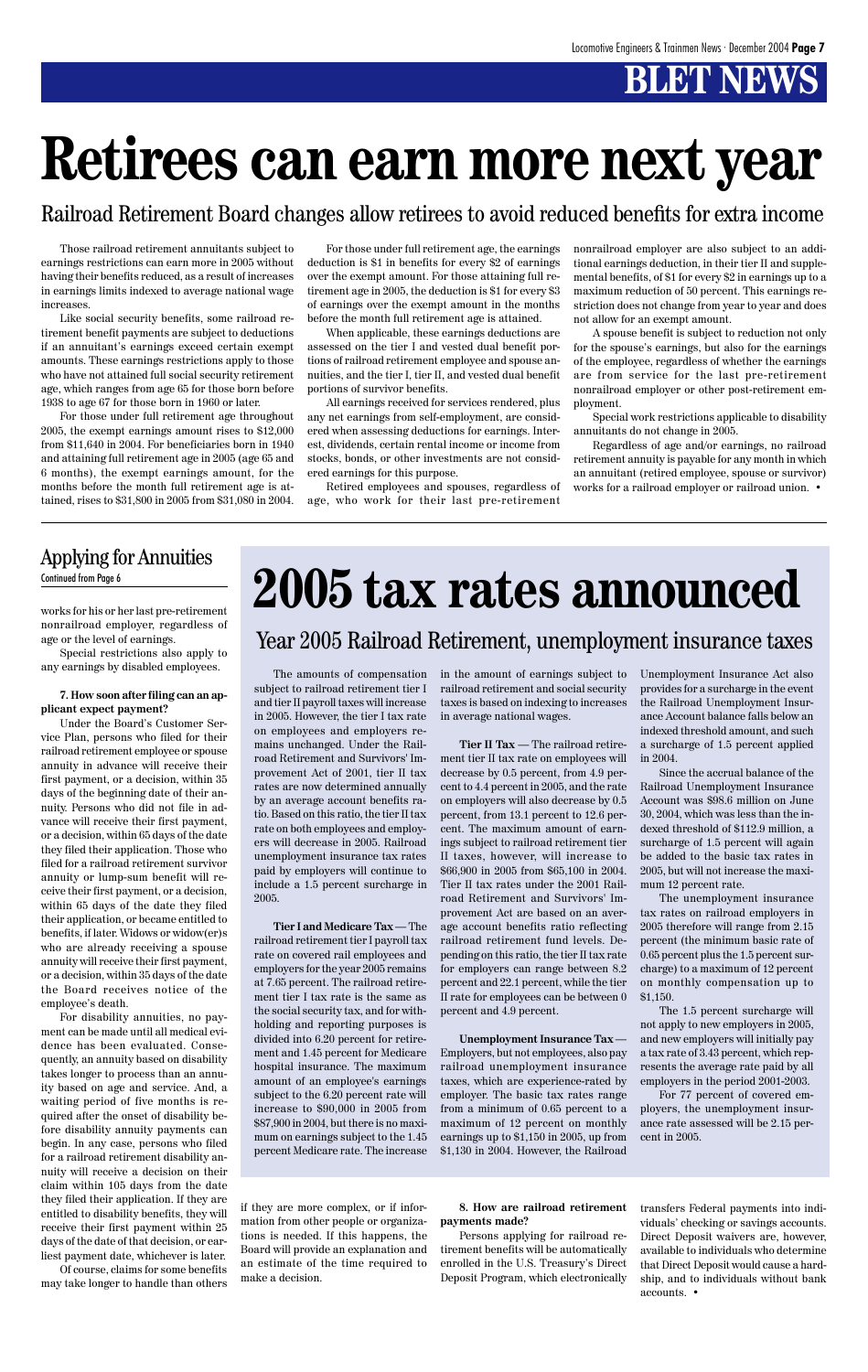# Retirees can earn more next year

## Railroad Retirement Board changes allow retirees to avoid reduced benefits for extra income

Those railroad retirement annuitants subject to earnings restrictions can earn more in 2005 without having their benefits reduced, as a result of increases in earnings limits indexed to average national wage increases.

Like social security benefits, some railroad retirement benefit payments are subject to deductions if an annuitant's earnings exceed certain exempt amounts. These earnings restrictions apply to those who have not attained full social security retirement age, which ranges from age 65 for those born before 1938 to age 67 for those born in 1960 or later.

For those under full retirement age through 2005, the exempt earnings amount rises to $12,000 from $11,640 in 2004. For beneficiaries born in 1940 and attaining full retirement age in 2005 (age 65 and 6 months), the exempt earnings amount, for the months before the month full retirement age is attained, rises to $31,800 in 2005 from $31,080 in 2004.

For those under full retirement age, the earnings deduction is $1 in benefits for every $2 of earnings over the exempt amount. For those attaining full retirement age in 2005, the deduction is $1 for every $3 of earnings over the exempt amount in the months before the month full retirement age is attained.

When applicable, these earnings deductions are assessed on the tier I and vested dual benefit portions of railroad retirement employee and spouse annuities, and the tier I, tier II, and vested dual benefit portions of survivor benefits.

All earnings received for services rendered, plus any net earnings from self-employment, are considered when assessing deductions for earnings. Interest, dividends, certain rental income or income from stocks, bonds, or other investments are not considered earnings for this purpose.

Retired employees and spouses, regardless of age, who work for their last pre-retirement nonrailroad employer are also subject to an additional earnings deduction, in their tier II and supplemental benefits, of $1 for every $2 in earnings up to a maximum reduction of 50 percent. This earnings restriction does not change from year to year and does not allow for an exempt amount.

A spouse benefit is subject to reduction not only for the spouse's earnings, but also for the earnings of the employee, regardless of whether the earnings are from service for the last pre-retirement nonrailroad employer or other post-retirement employment.

Special work restrictions applicable to disability annuitants do not change in 2005.

Regardless of age and/or earnings, no railroad retirement annuity is payable for any month in which an annuitant (retired employee, spouse or survivor) works for a railroad employer or railroad union. •

## Applying for Annuities

Continued from Page 6

works for his or her last pre-retirement nonrailroad employer, regardless of age or the level of earnings.

Special restrictions also apply to any earnings by disabled employees.

**7. How soon after filing can an applicant expect payment?**

Under the Board's Customer Service Plan, persons who filed for their railroad retirement employee or spouse annuity in advance will receive their first payment, or a decision, within 35 days of the beginning date of their annuity. Persons who did not file in advance will receive their first payment, or a decision, within 65 days of the date they filed their application. Those who filed for a railroad retirement survivor annuity or lump-sum benefit will receive their first payment, or a decision, within 65 days of the date they filed their application, or became entitled to benefits, if later. Widows or widow(er)s who are already receiving a spouse annuity will receive their first payment, or a decision, within 35 days of the date the Board receives notice of the employee's death.

For disability annuities, no payment can be made until all medical evidence has been evaluated. Consequently, an annuity based on disability takes longer to process than an annuity based on age and service. And, a waiting period of five months is required after the onset of disability before disability annuity payments can begin. In any case, persons who filed for a railroad retirement disability annuity will receive a decision on their claim within 105 days from the date they filed their application. If they are entitled to disability benefits, they will receive their first payment within 25 days of the date of that decision, or earliest payment date, whichever is later.

Of course, claims for some benefits may take longer to handle than others if they are more complex, or if information from other people or organizations is needed. If this happens, the Board will provide an explanation and an estimate of the time required to make a decision.

**8. How are railroad retirement payments made?**

Persons applying for railroad retirement benefits will be automatically enrolled in the U.S. Treasury's Direct Deposit Program, which electronically transfers Federal payments into individuals' checking or savings accounts. Direct Deposit waivers are, however, available to individuals who determine that Direct Deposit would cause a hardship, and to individuals without bank accounts. •

# 2005 tax rates announced

## Year 2005 Railroad Retirement, unemployment insurance taxes

The amounts of compensation subject to railroad retirement tier I and tier II payroll taxes will increase in 2005. However, the tier I tax rate on employees and employers remains unchanged. Under the Railroad Retirement and Survivors' Improvement Act of 2001, tier II tax rates are now determined annually by an average account benefits ratio. Based on this ratio, the tier II tax rate on both employees and employers will decrease in 2005. Railroad unemployment insurance tax rates paid by employers will continue to include a 1.5 percent surcharge in 2005.

**Tier I and Medicare Tax** — The railroad retirement tier I payroll tax rate on covered rail employees and employers for the year 2005 remains at 7.65 percent. The railroad retirement tier I tax rate is the same as the social security tax, and for withholding and reporting purposes is divided into 6.20 percent for retirement and 1.45 percent for Medicare hospital insurance. The maximum amount of an employee's earnings subject to the 6.20 percent rate will increase to $90,000 in 2005 from $87,900 in 2004, but there is no maximum on earnings subject to the 1.45 percent Medicare rate. The increase in the amount of earnings subject to railroad retirement and social security taxes is based on indexing to increases in average national wages.

**Tier II Tax** — The railroad retirement tier II tax rate on employees will decrease by 0.5 percent, from 4.9 percent to 4.4 percent in 2005, and the rate on employers will also decrease by 0.5 percent, from 13.1 percent to 12.6 percent. The maximum amount of earnings subject to railroad retirement tier II taxes, however, will increase to $66,900 in 2005 from $65,100 in 2004. Tier II tax rates under the 2001 Railroad Retirement and Survivors' Improvement Act are based on an average account benefits ratio reflecting railroad retirement fund levels. Depending on this ratio, the tier II tax rate for employers can range between 8.2 percent and 22.1 percent, while the tier II rate for employees can be between 0 percent and 4.9 percent.

**Unemployment Insurance Tax** — Employers, but not employees, also pay railroad unemployment insurance taxes, which are experience-rated by employer. The basic tax rates range from a minimum of 0.65 percent to a maximum of 12 percent on monthly earnings up to $1,150 in 2005, up from $1,130 in 2004. However, the Railroad Unemployment Insurance Act also provides for a surcharge in the event the Railroad Unemployment Insurance Account balance falls below an indexed threshold amount, and such a surcharge of 1.5 percent applied in 2004.

Since the accrual balance of the Railroad Unemployment Insurance Account was $98.6 million on June 30, 2004, which was less than the indexed threshold of $112.9 million, a surcharge of 1.5 percent will again be added to the basic tax rates in 2005, but will not increase the maximum 12 percent rate.

The unemployment insurance tax rates on railroad employers in 2005 therefore will range from 2.15 percent (the minimum basic rate of 0.65 percent plus the 1.5 percent surcharge) to a maximum of 12 percent on monthly compensation up to $1,150.

The 1.5 percent surcharge will not apply to new employers in 2005, and new employers will initially pay a tax rate of 3.43 percent, which represents the average rate paid by all employers in the period 2001-2003.

For 77 percent of covered employers, the unemployment insurance rate assessed will be 2.15 percent in 2005.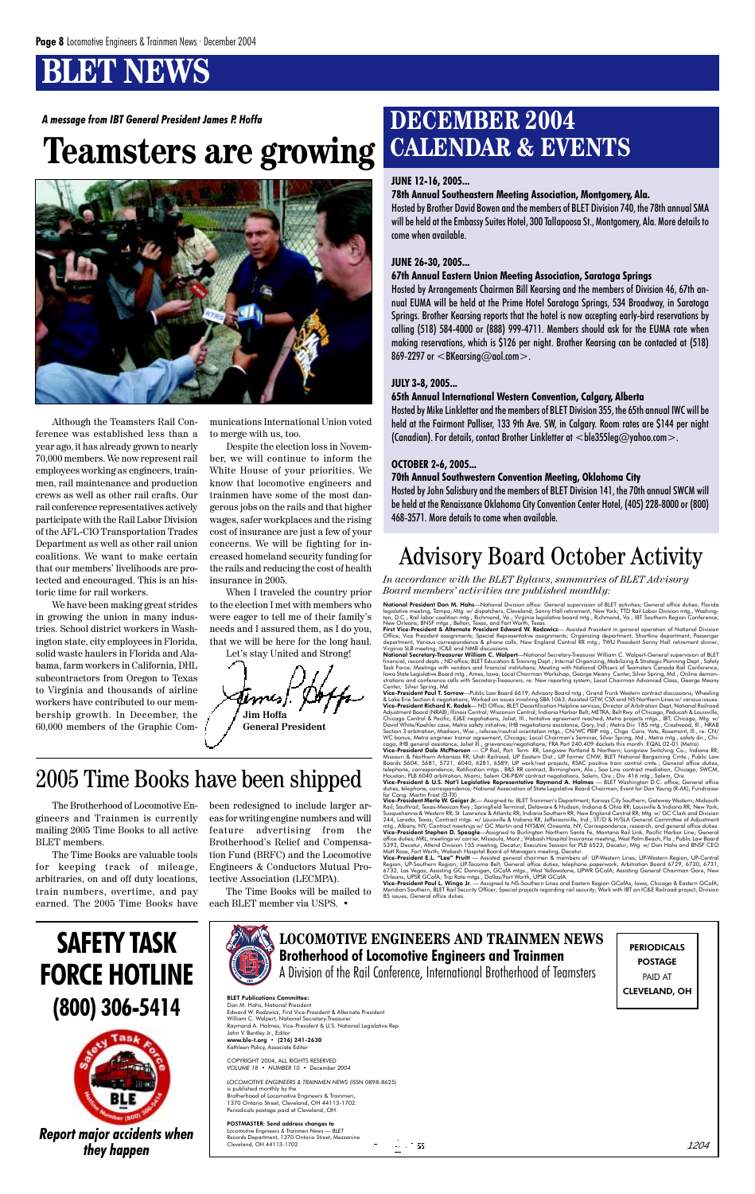# BLET NEWS

***A message from IBT General President James P. Hoffa***

# Teamsters are growing

Although the Teamsters Rail Conference was established less than a year ago, it has already grown to nearly 70,000 members. We now represent rail employees working as engineers, trainmen, rail maintenance and production crews as well as other rail crafts. Our rail conference representatives actively participate with the Rail Labor Division of the AFL-CIO Transportation Trades Department as well as other rail union coalitions. We want to make certain that our members' livelihoods are protected and encouraged. This is an historic time for rail workers.

We have been making great strides in growing the union in many industries. School district workers in Washington state, city employees in Florida, solid waste haulers in Florida and Alabama, farm workers in California, DHL subcontractors from Oregon to Texas to Virginia and thousands of airline workers have contributed to our membership growth. In December, the 60,000 members of the Graphic Communications International Union voted to merge with us, too.

Despite the election loss in November, we will continue to inform the White House of your priorities. We know that locomotive engineers and trainmen have some of the most dangerous jobs on the rails and that higher wages, safer workplaces and the rising cost of insurance are just a few of your concerns. We will be fighting for increased homeland security funding for the rails and reducing the cost of health insurance in 2005.

When I traveled the country prior to the election I met with members who were eager to tell me of their family's needs and I assured them, as I do you, that we will be here for the long haul.

Let's stay United and Strong!

**Jim Hoffa**
**General President**

# 2005 Time Books have been shipped

The Brotherhood of Locomotive Engineers and Trainmen is currently mailing 2005 Time Books to all active BLET members.

The Time Books are valuable tools for keeping track of mileage, arbitraries, on and off duty locations, train numbers, overtime, and pay earned. The 2005 Time Books have been redesigned to include larger areas for writing engine numbers and will feature advertising from the Brotherhood's Relief and Compensation Fund (BRFC) and the Locomotive Engineers & Conductors Mutual Protective Association (LECMPA).

The Time Books will be mailed to each BLET member via USPS. •

# DECEMBER 2004 CALENDAR & EVENTS

**JUNE 12-16, 2005...**

**78th Annual Southeastern Meeting Association, Montgomery, Ala.**

Hosted by Brother David Bowen and the members of BLET Division 740, the 78th annual SMA will be held at the Embassy Suites Hotel, 300 Tallapoosa St., Montgomery, Ala. More details to come when available.

**JUNE 26-30, 2005...**

**67th Annual Eastern Union Meeting Association, Saratoga Springs**

Hosted by Arrangements Chairman Bill Kearsing and the members of Division 46, 67th annual EUMA will be held at the Prime Hotel Saratoga Springs, 534 Broadway, in Saratoga Springs. Brother Kearsing reports that the hotel is now accepting early-bird reservations by calling (518) 584-4000 or (888) 999-4711. Members should ask for the EUMA rate when making reservations, which is $126 per night. Brother Kearsing can be contacted at (518) 869-2297 or <BKearsing@aol.com>.

**JULY 3-8, 2005...**

**65th Annual International Western Convention, Calgary, Alberta**

Hosted by Mike Linkletter and the members of BLET Division 355, the 65th annual IWC will be held at the Fairmont Palliser, 133 9th Ave. SW, in Calgary. Room rates are $144 per night (Canadian). For details, contact Brother Linkletter at <ble355leg@yahoo.com>.

**OCTOBER 2-6, 2005...**

**70th Annual Southwestern Convention Meeting, Oklahoma City**

Hosted by John Salisbury and the members of BLET Division 141, the 70th annual SWCM will be held at the Renaissance Oklahoma City Convention Center Hotel, (405) 228-8000 or (800) 468-3571. More details to come when available.

# Advisory Board October Activity

*In accordance with the BLET Bylaws, summaries of BLET Advisory Board members' activities are published monthly:*

**National President Don M. Hahs**—National Division office: General supervision of BLET activities; General office duties; Florida legislative meeting, Tampa; Mtg. w/ dispatchers, Cleveland; Sonny Hall retirement, New York; TTD Rail Labor Division mtg., Washington, D.C.; Rail labor coalition mtg., Richmond, Va.; Virginia legislative board mtg., Richmond, Va.; IBT Southern Region Conference, New Orleans; BNSF mtgs., Belton, Texas, and Fort Worth, Texas.

**First Vice-President & Alternate President Edward W. Rodzwicz**— Assisted President in general operation of National Division Office; Vice President assignments; Special Representative assignments; Organizing department; Shortline department; Passenger department; Various correspondence & phone calls; New England Central RR mtg.; TWU President Sonny Hall retirement dinner; Virginia SLB meeting, IC&E and NMB discussions.

**National Secretary-Treasurer William C. Walpert**—National Secretary-Treasurer William C. Walpert-General supervision of BLET financial, record depts.; ND office; BLET Education & Training Dept.; Internal Organizing, Mobilizing & Strategic Planning Dept.; Safety Task Force; Meetings with vendors and financial institutions; Meeting with National Officers of Teamsters Canada Rail Conference; Iowa State Legislative Board mtg., Ames, Iowa; Local Chairman Workshop, George Meany Center, Silver Spring, Md.; Online demonstrations and conference calls with Secretary-Treasurers, re: New reporting system; Local Chairman Advanced Class, George Meany Center, Silver Spring, Md.

**Vice-President Paul T. Sorrow**—Public Law Board 6619; Advisory Board mtg.; Grand Trunk Western contract discussions; Wheeling & Lake Erie Section 6 negotiations; Worked on issues involving SBA 1063; Assisted GTW, CSX and NS Northern Lines w/ various issues.

**Vice-President Richard K. Radek**— ND Office; BLET Decertification Helpline services; Director of Arbitration Dept; National Railroad Adjustment Board (NRAB); Illinois Central; Wisconsin Central; Indiana Harbor Belt; METRA; Belt Rwy of Chicago; Paducah & Louisville; Chicago Central & Pacific; EJ&E negotiations, Joliet, Ill., tentative agreement reached; Metra projects mtgs., IBT, Chicago, Mtg. w/ David White/Koehler case, Metra safety initiative; IHB negotiations assistance, Gary, Ind.; Metra Div. 185 mtg., Crestwood, Ill.; NRAB Section 3 arbitration, Madison, Wisc., referee/neutral orientation mtgs.; CN/WC PBIP mtg., Chgo. Cons. Vote, Rosemont, Ill., re: CN/WC bonus; Metra engineer trainor agreement, Chicago; Local Chairman's Seminar, Silver Spring, MD.; Metra mtg., safety dir., Chicago; IHB general assistance, Joliet Ill., grievances/negotiations; FRA Part 240.409 dockets this month: EQAL 02-01 (Metra).

**Vice-President Dale McPherson** — CP Rail; Port. Term. RR; Longview Portland & Northern; Longview Switching Co.; Indiana RR; Missouri & Northern Arkansas RR; Utah Railroad; UP Eastern Dist.; UP former CNW; BLET National Bargaining Cmte.; Public Law Boards 5604, 5681, 5721, 6040, 6281, 6589; UP work/rest projects; RSAC positive train control cmte.; General office duties, telephone, correspondence; Ratification mtgs.; B&S RR contract, Birmingham, Ala.; Soo Line contract mediation, Chicago; SWCM, Houston; PLB 6040 arbitration, Miami; Salem OR-P&W contract negotiations, Salem, Ore.; Div. 416 mtg., Salem, Ore.

**Vice-President & U.S. Nat'l Legislative Representative Raymond A. Holmes** — BLET Washington D.C. office; General office duties, telephone, correspondence; National Association of State Legislative Board Chairmen; Event for Don Young (R-AK); Fundraiser for Cong. Martin Frost (D-TX).

**Vice-President Merle W. Geiger Jr.**—Assigned to: BLET Trainmen's Department; Kansas City Southern; Gateway Western; Midsouth Rail; Southrail; Texas-Mexican Rwy.; Springfield Terminal, Delaware & Hudson; Indiana & Ohio RR; Louisville & Indiana RR; New York, Susquehanna & Western RR; St. Lawrence & Atlantic RR; Indiana Southern RR; New England Central RR; Mtg. w/ GC Clark and Division 244, Laredo, Texas; Contract mtgs. w/ Louisville & Indiana RR, Jeffersonville, Ind.; ST/D & H/SLA General Committee of Adjustment mtg., Albany, NY; Contract meetings w/ GC Martin and NYS&W, Oneonta, NY; Correspondence, research, and general office duties.

**Vice-President Stephen D. Speagle**—Assigned to Burlington Northern Santa Fe, Montana Rail Link, Pacific Harbor Line; General office duties; MRL, meetings w/ carrier, Missoula, Mont.; Wabash Hospital Insurance meeting, West Palm Beach, Fla.; Public Law Board 5393, Decatur; Attend Division 155 meeting, Decatur; Executive Session for PLB 6523, Decatur; Mtg. w/ Don Hahs and BNSF CEO Matt Rose, Fort Worth; Wabash Hospital Board of Managers meeting, Decatur.

**Vice-President E.L. "Lee" Pruitt** — Assisted general chairmen & members of: UP-Western Lines; UP-Western Region; UP-Central Region; UP-Southern Region; UP-Tacoma Belt; General office duties, telephone paperwork; Arbitration Board 6729, 6730, 6731, 6732, Las Vegas; Assisting GC Donnigan, GCofA mtgs., West Yellowstone, UPWR GCofA; Assisting General Chairman Gore, New Orleans, UPSR GCofA; Trip Rate mtgs., Dallas/Fort Worth, UPSR GCofA.

**Vice-President Paul L. Wingo Jr.** — Assigned to NS-Southern Lines and Eastern Region GCofAs; Iowa, Chicago & Eastern GCofA; Meridian Southern; BLET Rail Security Officer; Special projects regarding rail security; Work with IBT on IC&E Railroad project; Division 85 issues; General office duties.

# SAFETY TASK FORCE HOTLINE (800) 306-5414

***Report major accidents when they happen***

## LOCOMOTIVE ENGINEERS AND TRAINMEN NEWS

**Brotherhood of Locomotive Engineers and Trainmen**

A Division of the Rail Conference, International Brotherhood of Teamsters

**PERIODICALS POSTAGE PAID AT CLEVELAND, OH**

**BLET Publications Committee:**
Don M. Hahs, National President
Edward W. Rodzwicz, First Vice-President & Alternate President
William C. Walpert, National Secretary-Treasurer
Raymond A. Holmes, Vice-President & U.S. National Legislative Rep.
John V. Bentley Jr., Editor
**www.ble-t.org • (216) 241-2630**
Kathleen Policy, Associate Editor

COPYRIGHT 2004, ALL RIGHTS RESERVED
*VOLUME 18 • NUMBER 10 • December 2004*

*LOCOMOTIVE ENGINEERS & TRAINMEN NEWS* (ISSN 0898-8625) is published monthly by the Brotherhood of Locomotive Engineers & Trainmen, 1370 Ontario Street, Cleveland, OH 44113-1702. Periodicals postage paid at Cleveland, OH.

**POSTMASTER: Send address changes to** *Locomotive Engineers & Trainmen News — BLET* Records Department, 1370 Ontario Street, Mezzanine Cleveland, OH 44113-1702.

1204